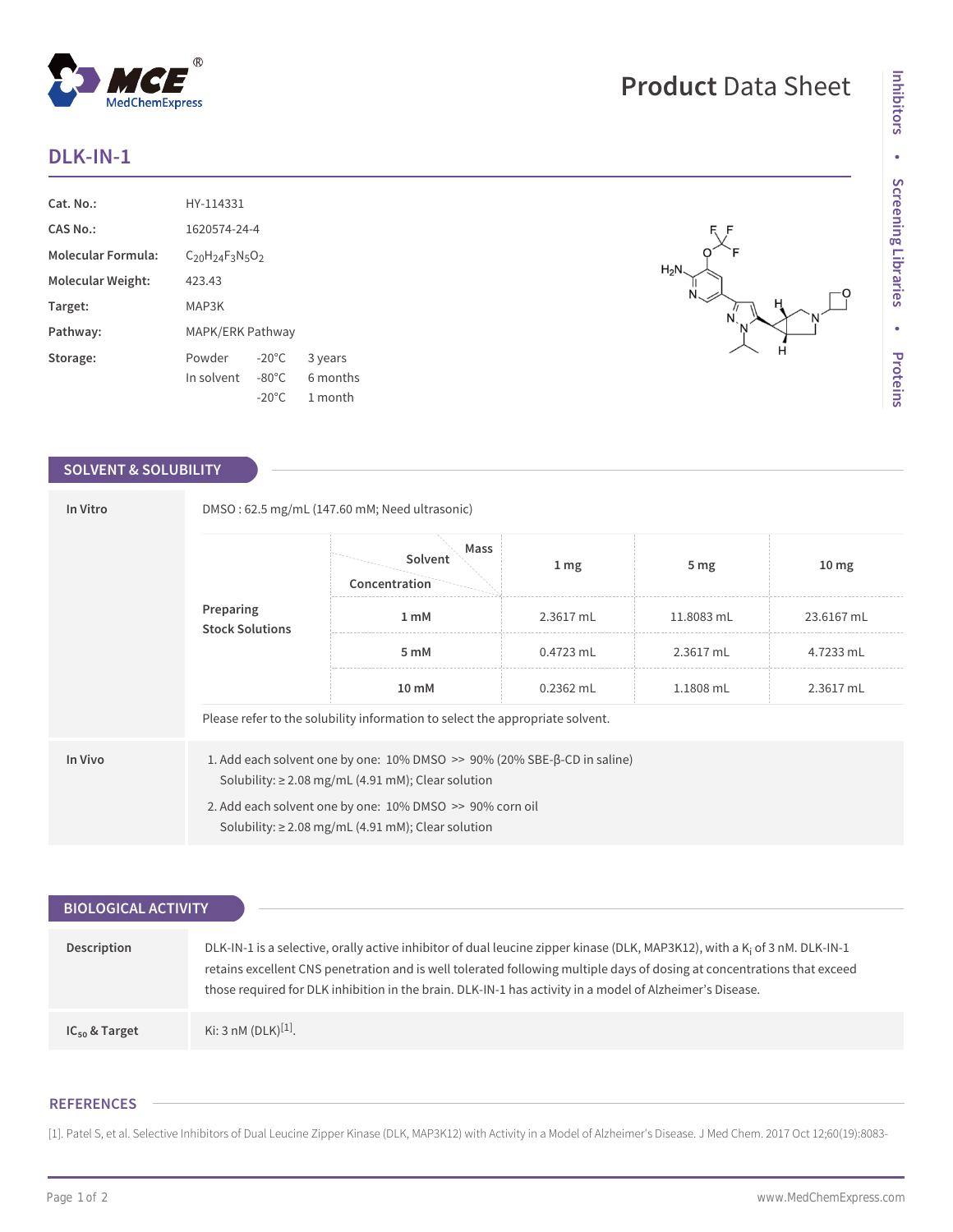# DLK-IN-1

| | |
|---|---|
| **Cat. No.:** | HY-114331 |
| **CAS No.:** | 1620574-24-4 |
| **Molecular Formula:** | $C_{20}H_{24}F_3N_5O_2$ |
| **Molecular Weight:** | 423.43 |
| **Target:** | MAP3K |
| **Pathway:** | MAPK/ERK Pathway |
| **Storage:** | Powder -20°C 3 years; In solvent -80°C 6 months; -20°C 1 month |

## SOLVENT & SOLUBILITY

**In Vitro**

DMSO : 62.5 mg/mL (147.60 mM; Need ultrasonic)

**Preparing Stock Solutions**

| Concentration \ Solvent Mass | 1 mg | 5 mg | 10 mg |
|---|---|---|---|
| 1 mM | 2.3617 mL | 11.8083 mL | 23.6167 mL |
| 5 mM | 0.4723 mL | 2.3617 mL | 4.7233 mL |
| 10 mM | 0.2362 mL | 1.1808 mL | 2.3617 mL |

Please refer to the solubility information to select the appropriate solvent.

**In Vivo**

1. Add each solvent one by one: 10% DMSO >> 90% (20% SBE-β-CD in saline)
   Solubility: ≥ 2.08 mg/mL (4.91 mM); Clear solution
2. Add each solvent one by one: 10% DMSO >> 90% corn oil
   Solubility: ≥ 2.08 mg/mL (4.91 mM); Clear solution

## BIOLOGICAL ACTIVITY

**Description**

DLK-IN-1 is a selective, orally active inhibitor of dual leucine zipper kinase (DLK, MAP3K12), with a $K_i$ of 3 nM. DLK-IN-1 retains excellent CNS penetration and is well tolerated following multiple days of dosing at concentrations that exceed those required for DLK inhibition in the brain. DLK-IN-1 has activity in a model of Alzheimer's Disease.

**$IC_{50}$ & Target**

Ki: 3 nM (DLK)[1].

## REFERENCES

[1]. Patel S, et al. Selective Inhibitors of Dual Leucine Zipper Kinase (DLK, MAP3K12) with Activity in a Model of Alzheimer's Disease. J Med Chem. 2017 Oct 12;60(19):8083-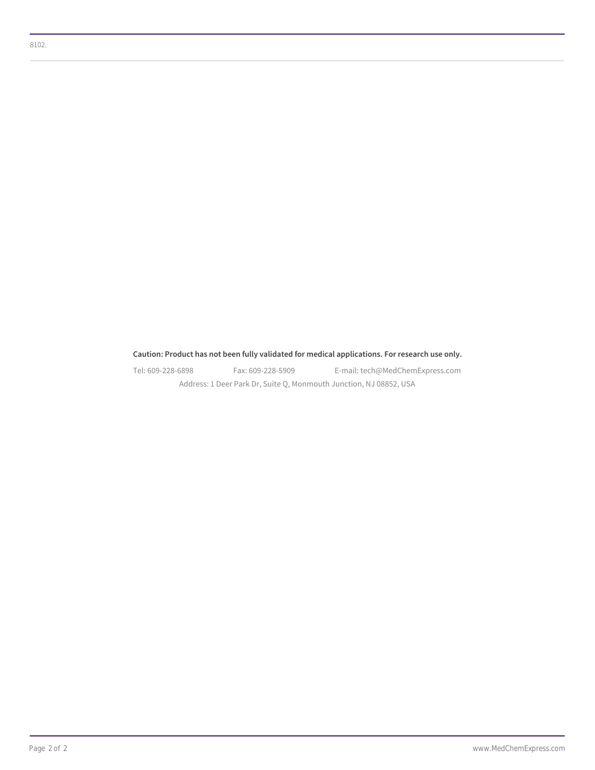8102.

**Caution: Product has not been fully validated for medical applications. For research use only.**

Tel: 609-228-6898 Fax: 609-228-5909 E-mail: tech@MedChemExpress.com

Address: 1 Deer Park Dr, Suite Q, Monmouth Junction, NJ 08852, USA